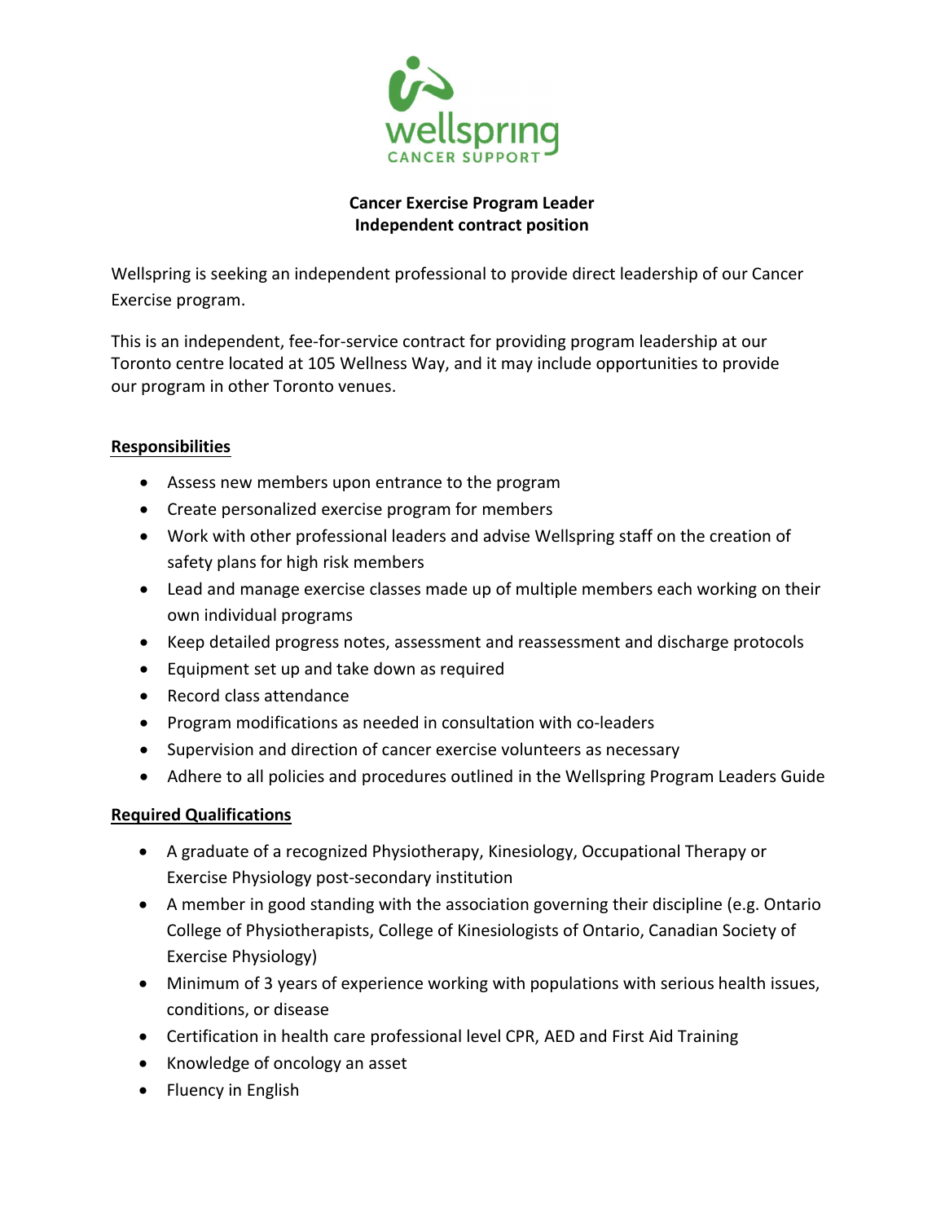wellspring

CANCER SUPPORT

**Cancer Exercise Program Leader**
**Independent contract position**

Wellspring is seeking an independent professional to provide direct leadership of our Cancer Exercise program.

This is an independent, fee-for-service contract for providing program leadership at our Toronto centre located at 105 Wellness Way, and it may include opportunities to provide our program in other Toronto venues.

## Responsibilities

- Assess new members upon entrance to the program
- Create personalized exercise program for members
- Work with other professional leaders and advise Wellspring staff on the creation of safety plans for high risk members
- Lead and manage exercise classes made up of multiple members each working on their own individual programs
- Keep detailed progress notes, assessment and reassessment and discharge protocols
- Equipment set up and take down as required
- Record class attendance
- Program modifications as needed in consultation with co-leaders
- Supervision and direction of cancer exercise volunteers as necessary
- Adhere to all policies and procedures outlined in the Wellspring Program Leaders Guide

## Required Qualifications

- A graduate of a recognized Physiotherapy, Kinesiology, Occupational Therapy or Exercise Physiology post-secondary institution
- A member in good standing with the association governing their discipline (e.g. Ontario College of Physiotherapists, College of Kinesiologists of Ontario, Canadian Society of Exercise Physiology)
- Minimum of 3 years of experience working with populations with serious health issues, conditions, or disease
- Certification in health care professional level CPR, AED and First Aid Training
- Knowledge of oncology an asset
- Fluency in English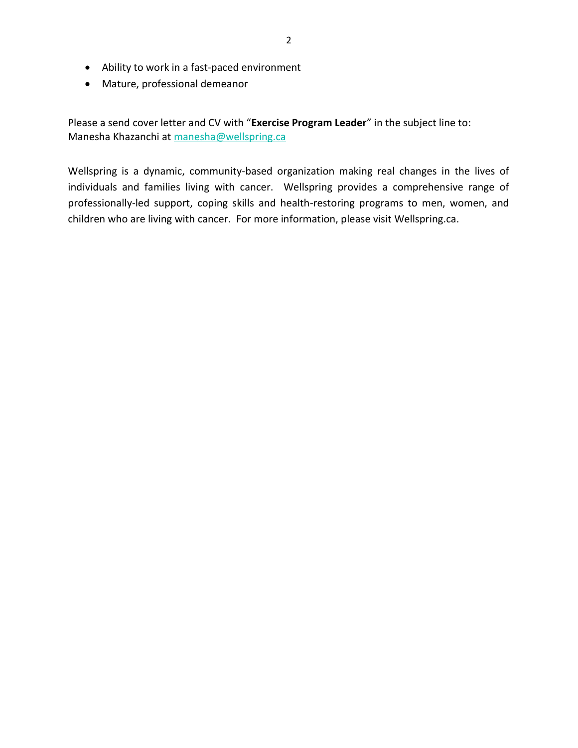- Ability to work in a fast-paced environment
- Mature, professional demeanor

Please a send cover letter and CV with "**Exercise Program Leader**" in the subject line to:
Manesha Khazanchi at manesha@wellspring.ca

Wellspring is a dynamic, community-based organization making real changes in the lives of individuals and families living with cancer. Wellspring provides a comprehensive range of professionally-led support, coping skills and health-restoring programs to men, women, and children who are living with cancer. For more information, please visit Wellspring.ca.